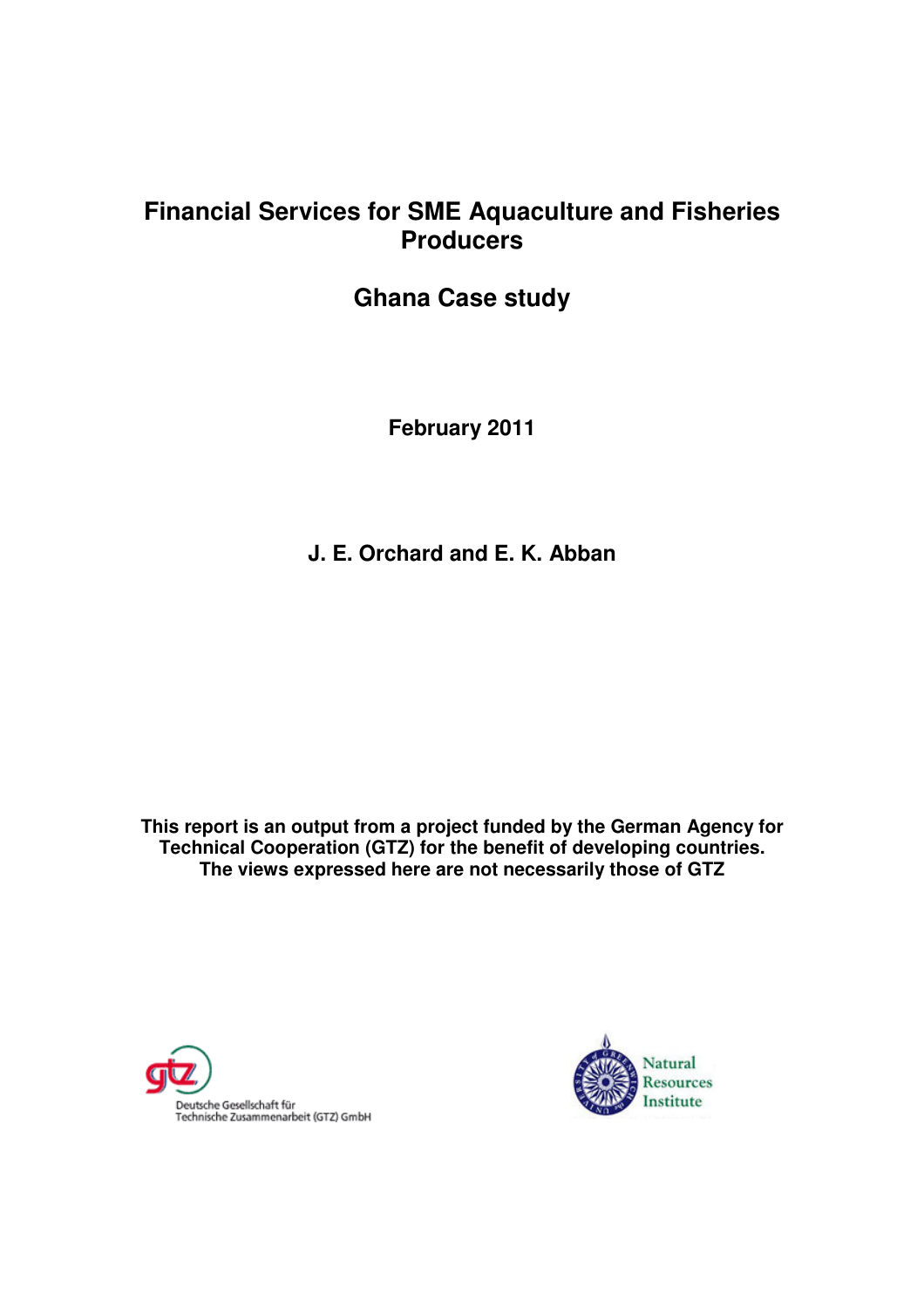# Financial Services for SME Aquaculture and Fisheries Producers

## Ghana Case study

**February 2011**

**J. E. Orchard and E. K. Abban**

**This report is an output from a project funded by the German Agency for Technical Cooperation (GTZ) for the benefit of developing countries. The views expressed here are not necessarily those of GTZ**

Deutsche Gesellschaft für Technische Zusammenarbeit (GTZ) GmbH

Natural Resources Institute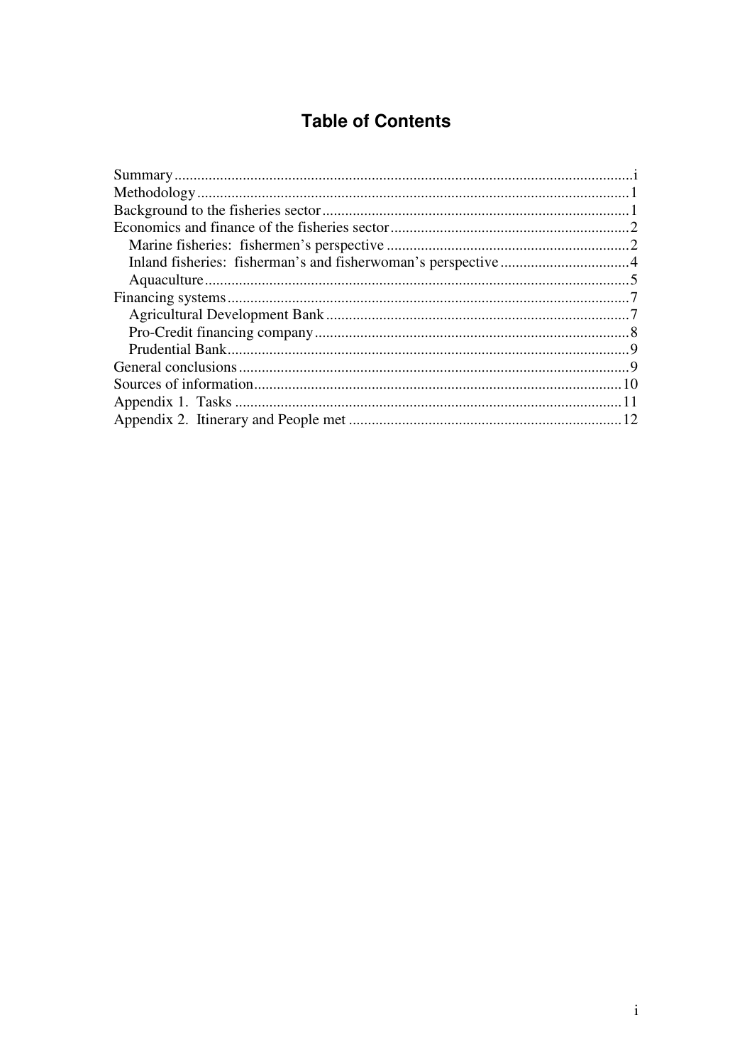# Table of Contents

Summary .......... i
Methodology .......... 1
Background to the fisheries sector .......... 1
Economics and finance of the fisheries sector .......... 2
  Marine fisheries: fishermen's perspective .......... 2
  Inland fisheries: fisherman's and fisherwoman's perspective .......... 4
  Aquaculture .......... 5
Financing systems .......... 7
  Agricultural Development Bank .......... 7
  Pro-Credit financing company .......... 8
  Prudential Bank .......... 9
General conclusions .......... 9
Sources of information .......... 10
Appendix 1. Tasks .......... 11
Appendix 2. Itinerary and People met .......... 12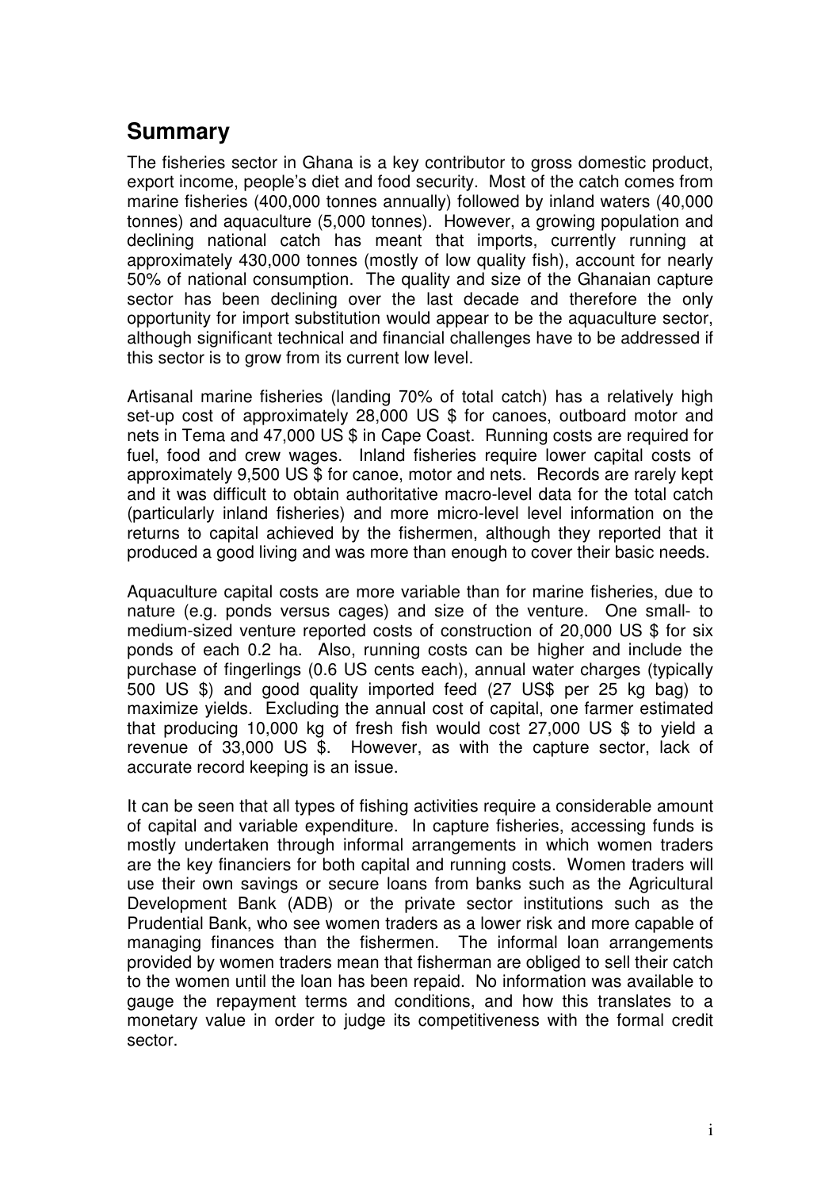## Summary

The fisheries sector in Ghana is a key contributor to gross domestic product, export income, people's diet and food security. Most of the catch comes from marine fisheries (400,000 tonnes annually) followed by inland waters (40,000 tonnes) and aquaculture (5,000 tonnes). However, a growing population and declining national catch has meant that imports, currently running at approximately 430,000 tonnes (mostly of low quality fish), account for nearly 50% of national consumption. The quality and size of the Ghanaian capture sector has been declining over the last decade and therefore the only opportunity for import substitution would appear to be the aquaculture sector, although significant technical and financial challenges have to be addressed if this sector is to grow from its current low level.

Artisanal marine fisheries (landing 70% of total catch) has a relatively high set-up cost of approximately 28,000 US $ for canoes, outboard motor and nets in Tema and 47,000 US $ in Cape Coast. Running costs are required for fuel, food and crew wages. Inland fisheries require lower capital costs of approximately 9,500 US $ for canoe, motor and nets. Records are rarely kept and it was difficult to obtain authoritative macro-level data for the total catch (particularly inland fisheries) and more micro-level level information on the returns to capital achieved by the fishermen, although they reported that it produced a good living and was more than enough to cover their basic needs.

Aquaculture capital costs are more variable than for marine fisheries, due to nature (e.g. ponds versus cages) and size of the venture. One small- to medium-sized venture reported costs of construction of 20,000 US $ for six ponds of each 0.2 ha. Also, running costs can be higher and include the purchase of fingerlings (0.6 US cents each), annual water charges (typically 500 US $) and good quality imported feed (27 US$ per 25 kg bag) to maximize yields. Excluding the annual cost of capital, one farmer estimated that producing 10,000 kg of fresh fish would cost 27,000 US $ to yield a revenue of 33,000 US $. However, as with the capture sector, lack of accurate record keeping is an issue.

It can be seen that all types of fishing activities require a considerable amount of capital and variable expenditure. In capture fisheries, accessing funds is mostly undertaken through informal arrangements in which women traders are the key financiers for both capital and running costs. Women traders will use their own savings or secure loans from banks such as the Agricultural Development Bank (ADB) or the private sector institutions such as the Prudential Bank, who see women traders as a lower risk and more capable of managing finances than the fishermen. The informal loan arrangements provided by women traders mean that fisherman are obliged to sell their catch to the women until the loan has been repaid. No information was available to gauge the repayment terms and conditions, and how this translates to a monetary value in order to judge its competitiveness with the formal credit sector.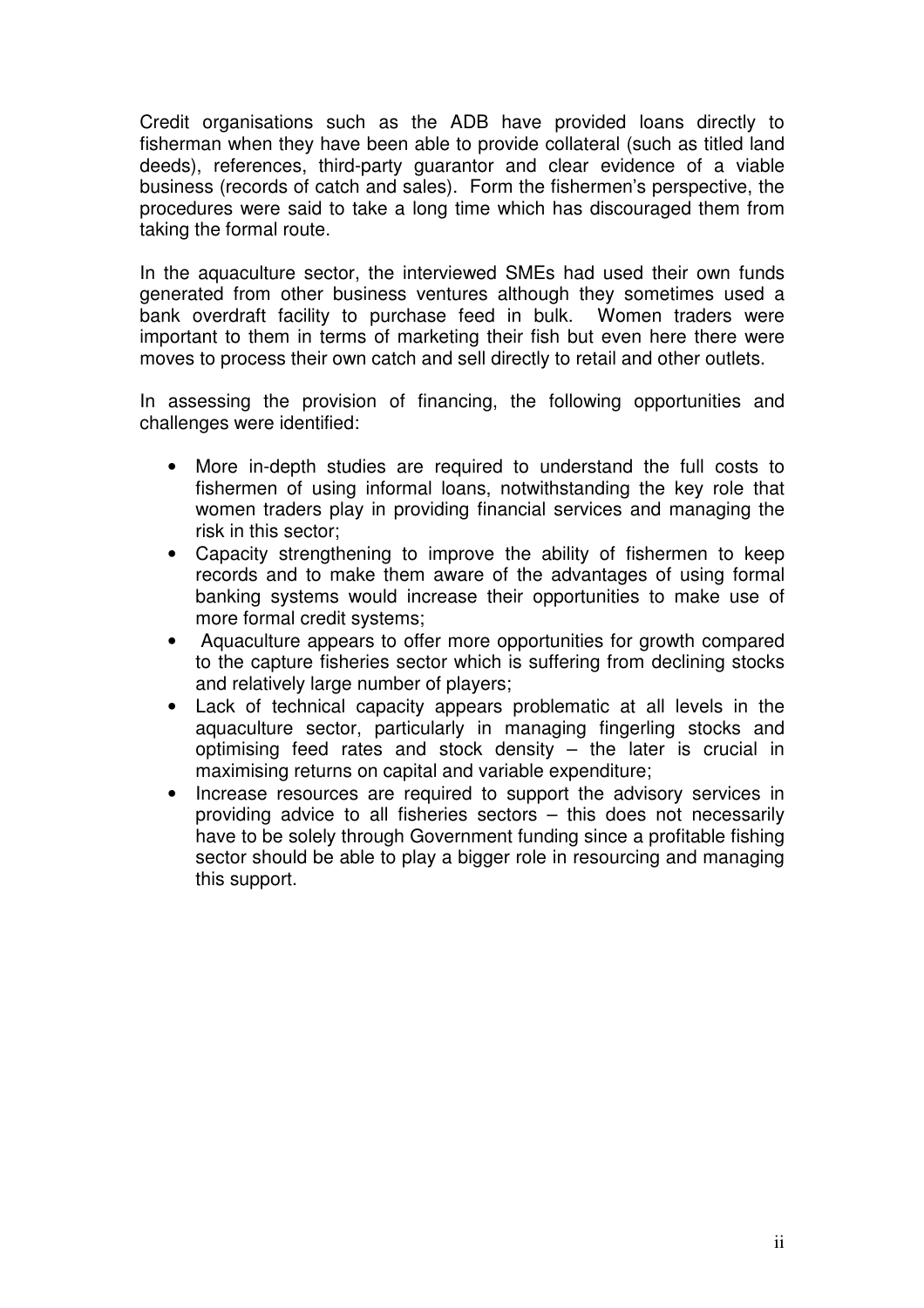Credit organisations such as the ADB have provided loans directly to fisherman when they have been able to provide collateral (such as titled land deeds), references, third-party guarantor and clear evidence of a viable business (records of catch and sales). Form the fishermen's perspective, the procedures were said to take a long time which has discouraged them from taking the formal route.

In the aquaculture sector, the interviewed SMEs had used their own funds generated from other business ventures although they sometimes used a bank overdraft facility to purchase feed in bulk. Women traders were important to them in terms of marketing their fish but even here there were moves to process their own catch and sell directly to retail and other outlets.

In assessing the provision of financing, the following opportunities and challenges were identified:

- More in-depth studies are required to understand the full costs to fishermen of using informal loans, notwithstanding the key role that women traders play in providing financial services and managing the risk in this sector;
- Capacity strengthening to improve the ability of fishermen to keep records and to make them aware of the advantages of using formal banking systems would increase their opportunities to make use of more formal credit systems;
- Aquaculture appears to offer more opportunities for growth compared to the capture fisheries sector which is suffering from declining stocks and relatively large number of players;
- Lack of technical capacity appears problematic at all levels in the aquaculture sector, particularly in managing fingerling stocks and optimising feed rates and stock density – the later is crucial in maximising returns on capital and variable expenditure;
- Increase resources are required to support the advisory services in providing advice to all fisheries sectors – this does not necessarily have to be solely through Government funding since a profitable fishing sector should be able to play a bigger role in resourcing and managing this support.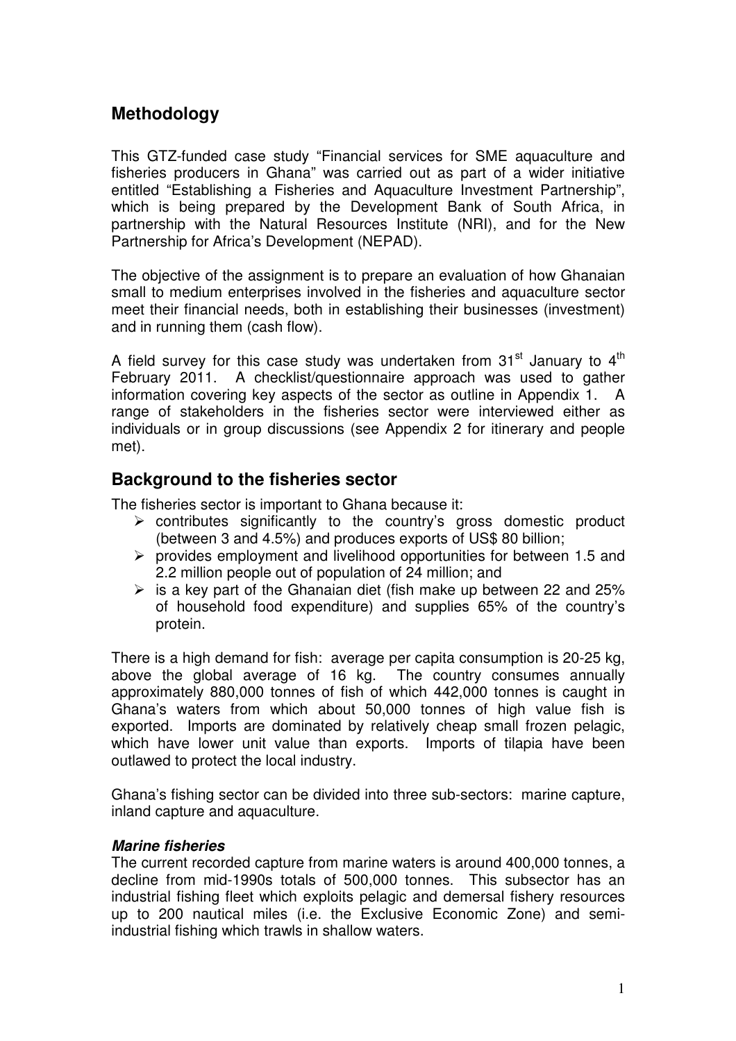## Methodology

This GTZ-funded case study "Financial services for SME aquaculture and fisheries producers in Ghana" was carried out as part of a wider initiative entitled "Establishing a Fisheries and Aquaculture Investment Partnership", which is being prepared by the Development Bank of South Africa, in partnership with the Natural Resources Institute (NRI), and for the New Partnership for Africa's Development (NEPAD).

The objective of the assignment is to prepare an evaluation of how Ghanaian small to medium enterprises involved in the fisheries and aquaculture sector meet their financial needs, both in establishing their businesses (investment) and in running them (cash flow).

A field survey for this case study was undertaken from 31st January to 4th February 2011. A checklist/questionnaire approach was used to gather information covering key aspects of the sector as outline in Appendix 1. A range of stakeholders in the fisheries sector were interviewed either as individuals or in group discussions (see Appendix 2 for itinerary and people met).

## Background to the fisheries sector

The fisheries sector is important to Ghana because it:

- contributes significantly to the country's gross domestic product (between 3 and 4.5%) and produces exports of US$ 80 billion;
- provides employment and livelihood opportunities for between 1.5 and 2.2 million people out of population of 24 million; and
- is a key part of the Ghanaian diet (fish make up between 22 and 25% of household food expenditure) and supplies 65% of the country's protein.

There is a high demand for fish: average per capita consumption is 20-25 kg, above the global average of 16 kg. The country consumes annually approximately 880,000 tonnes of fish of which 442,000 tonnes is caught in Ghana's waters from which about 50,000 tonnes of high value fish is exported. Imports are dominated by relatively cheap small frozen pelagic, which have lower unit value than exports. Imports of tilapia have been outlawed to protect the local industry.

Ghana's fishing sector can be divided into three sub-sectors: marine capture, inland capture and aquaculture.

#### *Marine fisheries*

The current recorded capture from marine waters is around 400,000 tonnes, a decline from mid-1990s totals of 500,000 tonnes. This subsector has an industrial fishing fleet which exploits pelagic and demersal fishery resources up to 200 nautical miles (i.e. the Exclusive Economic Zone) and semi-industrial fishing which trawls in shallow waters.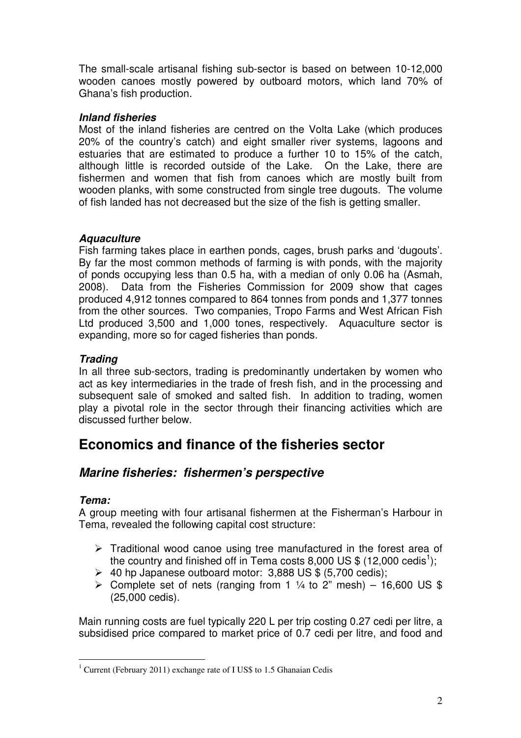The small-scale artisanal fishing sub-sector is based on between 10-12,000 wooden canoes mostly powered by outboard motors, which land 70% of Ghana's fish production.

***Inland fisheries***

Most of the inland fisheries are centred on the Volta Lake (which produces 20% of the country's catch) and eight smaller river systems, lagoons and estuaries that are estimated to produce a further 10 to 15% of the catch, although little is recorded outside of the Lake. On the Lake, there are fishermen and women that fish from canoes which are mostly built from wooden planks, with some constructed from single tree dugouts. The volume of fish landed has not decreased but the size of the fish is getting smaller.

***Aquaculture***

Fish farming takes place in earthen ponds, cages, brush parks and 'dugouts'. By far the most common methods of farming is with ponds, with the majority of ponds occupying less than 0.5 ha, with a median of only 0.06 ha (Asmah, 2008). Data from the Fisheries Commission for 2009 show that cages produced 4,912 tonnes compared to 864 tonnes from ponds and 1,377 tonnes from the other sources. Two companies, Tropo Farms and West African Fish Ltd produced 3,500 and 1,000 tones, respectively. Aquaculture sector is expanding, more so for caged fisheries than ponds.

***Trading***

In all three sub-sectors, trading is predominantly undertaken by women who act as key intermediaries in the trade of fresh fish, and in the processing and subsequent sale of smoked and salted fish. In addition to trading, women play a pivotal role in the sector through their financing activities which are discussed further below.

# Economics and finance of the fisheries sector

## *Marine fisheries: fishermen's perspective*

***Tema:***

A group meeting with four artisanal fishermen at the Fisherman's Harbour in Tema, revealed the following capital cost structure:

- Traditional wood canoe using tree manufactured in the forest area of the country and finished off in Tema costs 8,000 US $ (12,000 cedis[1]);
- 40 hp Japanese outboard motor: 3,888 US $ (5,700 cedis);
- Complete set of nets (ranging from 1 ¼ to 2" mesh) – 16,600 US $ (25,000 cedis).

Main running costs are fuel typically 220 L per trip costing 0.27 cedi per litre, a subsidised price compared to market price of 0.7 cedi per litre, and food and

[1] Current (February 2011) exchange rate of I US$ to 1.5 Ghanaian Cedis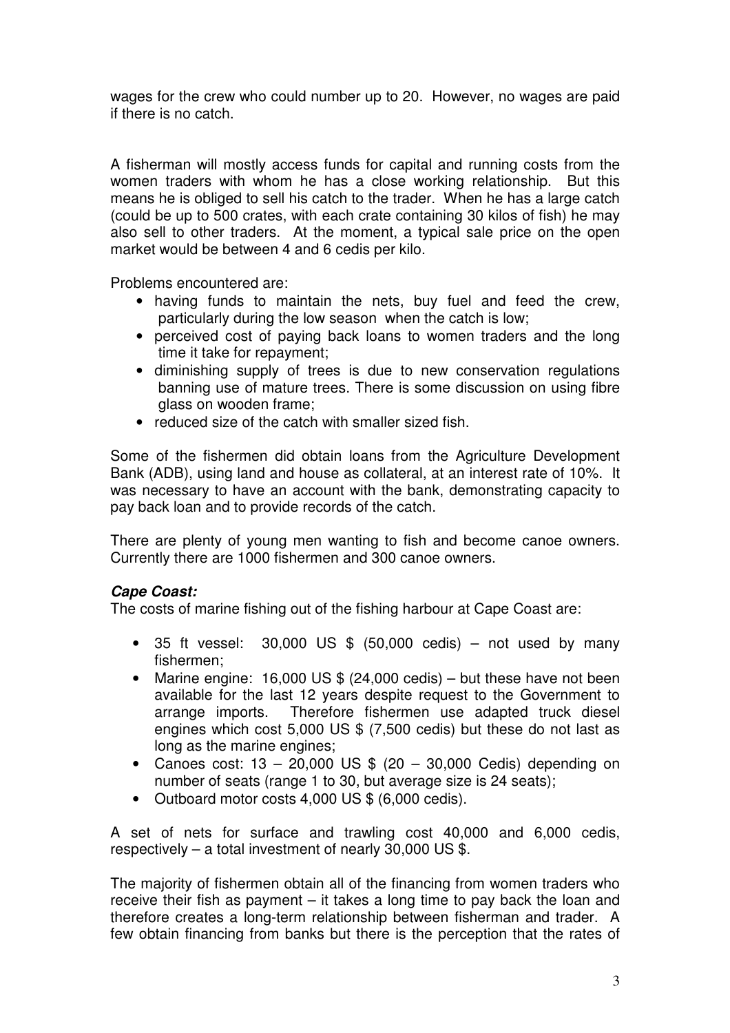wages for the crew who could number up to 20. However, no wages are paid if there is no catch.

A fisherman will mostly access funds for capital and running costs from the women traders with whom he has a close working relationship. But this means he is obliged to sell his catch to the trader. When he has a large catch (could be up to 500 crates, with each crate containing 30 kilos of fish) he may also sell to other traders. At the moment, a typical sale price on the open market would be between 4 and 6 cedis per kilo.

Problems encountered are:

- having funds to maintain the nets, buy fuel and feed the crew, particularly during the low season when the catch is low;
- perceived cost of paying back loans to women traders and the long time it take for repayment;
- diminishing supply of trees is due to new conservation regulations banning use of mature trees. There is some discussion on using fibre glass on wooden frame;
- reduced size of the catch with smaller sized fish.

Some of the fishermen did obtain loans from the Agriculture Development Bank (ADB), using land and house as collateral, at an interest rate of 10%. It was necessary to have an account with the bank, demonstrating capacity to pay back loan and to provide records of the catch.

There are plenty of young men wanting to fish and become canoe owners. Currently there are 1000 fishermen and 300 canoe owners.

***Cape Coast:***

The costs of marine fishing out of the fishing harbour at Cape Coast are:

- 35 ft vessel: 30,000 US $ (50,000 cedis) – not used by many fishermen;
- Marine engine: 16,000 US $ (24,000 cedis) – but these have not been available for the last 12 years despite request to the Government to arrange imports. Therefore fishermen use adapted truck diesel engines which cost 5,000 US $ (7,500 cedis) but these do not last as long as the marine engines;
- Canoes cost: 13 – 20,000 US $ (20 – 30,000 Cedis) depending on number of seats (range 1 to 30, but average size is 24 seats);
- Outboard motor costs 4,000 US $ (6,000 cedis).

A set of nets for surface and trawling cost 40,000 and 6,000 cedis, respectively – a total investment of nearly 30,000 US $.

The majority of fishermen obtain all of the financing from women traders who receive their fish as payment – it takes a long time to pay back the loan and therefore creates a long-term relationship between fisherman and trader. A few obtain financing from banks but there is the perception that the rates of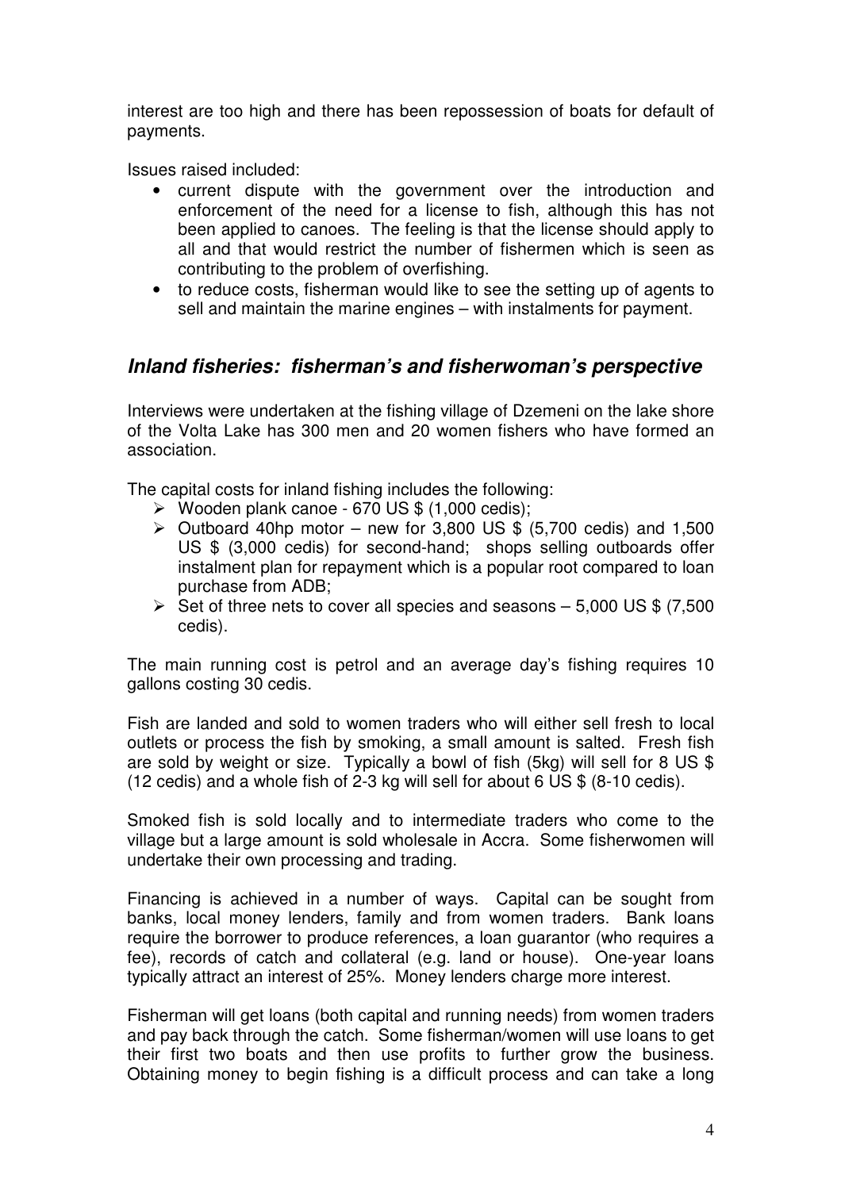interest are too high and there has been repossession of boats for default of payments.

Issues raised included:

- current dispute with the government over the introduction and enforcement of the need for a license to fish, although this has not been applied to canoes. The feeling is that the license should apply to all and that would restrict the number of fishermen which is seen as contributing to the problem of overfishing.
- to reduce costs, fisherman would like to see the setting up of agents to sell and maintain the marine engines – with instalments for payment.

## *Inland fisheries: fisherman's and fisherwoman's perspective*

Interviews were undertaken at the fishing village of Dzemeni on the lake shore of the Volta Lake has 300 men and 20 women fishers who have formed an association.

The capital costs for inland fishing includes the following:

- Wooden plank canoe - 670 US $ (1,000 cedis);
- Outboard 40hp motor – new for 3,800 US $ (5,700 cedis) and 1,500 US $ (3,000 cedis) for second-hand; shops selling outboards offer instalment plan for repayment which is a popular root compared to loan purchase from ADB;
- Set of three nets to cover all species and seasons – 5,000 US $ (7,500 cedis).

The main running cost is petrol and an average day's fishing requires 10 gallons costing 30 cedis.

Fish are landed and sold to women traders who will either sell fresh to local outlets or process the fish by smoking, a small amount is salted. Fresh fish are sold by weight or size. Typically a bowl of fish (5kg) will sell for 8 US $ (12 cedis) and a whole fish of 2-3 kg will sell for about 6 US $ (8-10 cedis).

Smoked fish is sold locally and to intermediate traders who come to the village but a large amount is sold wholesale in Accra. Some fisherwomen will undertake their own processing and trading.

Financing is achieved in a number of ways. Capital can be sought from banks, local money lenders, family and from women traders. Bank loans require the borrower to produce references, a loan guarantor (who requires a fee), records of catch and collateral (e.g. land or house). One-year loans typically attract an interest of 25%. Money lenders charge more interest.

Fisherman will get loans (both capital and running needs) from women traders and pay back through the catch. Some fisherman/women will use loans to get their first two boats and then use profits to further grow the business. Obtaining money to begin fishing is a difficult process and can take a long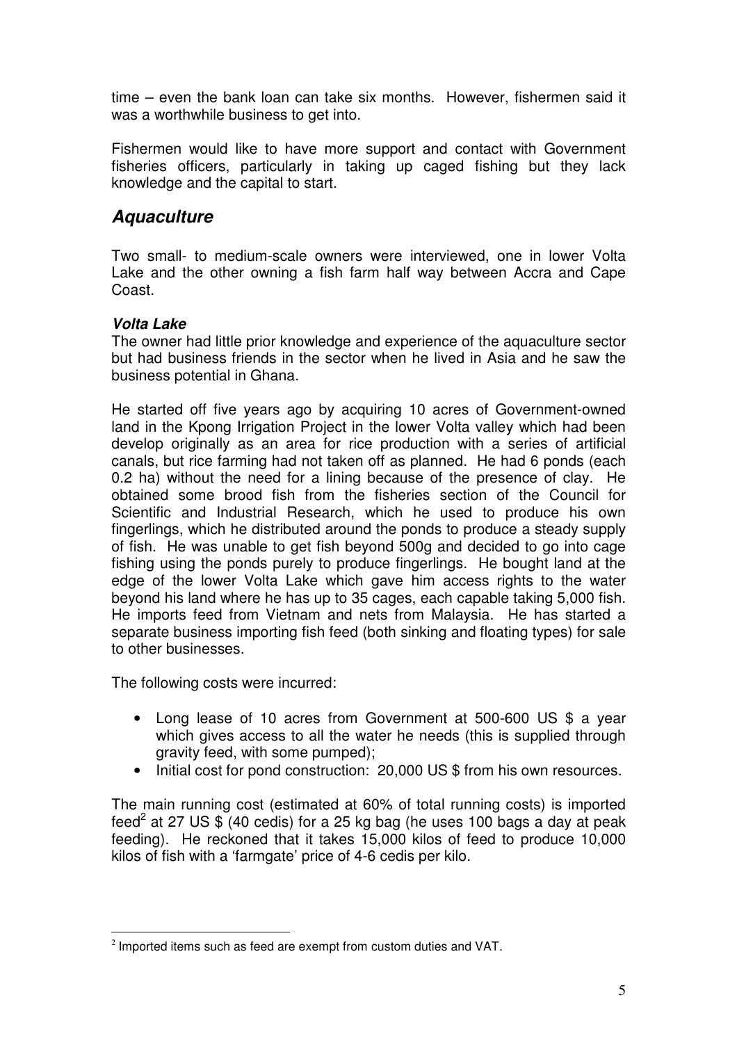time – even the bank loan can take six months. However, fishermen said it was a worthwhile business to get into.

Fishermen would like to have more support and contact with Government fisheries officers, particularly in taking up caged fishing but they lack knowledge and the capital to start.

## *Aquaculture*

Two small- to medium-scale owners were interviewed, one in lower Volta Lake and the other owning a fish farm half way between Accra and Cape Coast.

### *Volta Lake*

The owner had little prior knowledge and experience of the aquaculture sector but had business friends in the sector when he lived in Asia and he saw the business potential in Ghana.

He started off five years ago by acquiring 10 acres of Government-owned land in the Kpong Irrigation Project in the lower Volta valley which had been develop originally as an area for rice production with a series of artificial canals, but rice farming had not taken off as planned. He had 6 ponds (each 0.2 ha) without the need for a lining because of the presence of clay. He obtained some brood fish from the fisheries section of the Council for Scientific and Industrial Research, which he used to produce his own fingerlings, which he distributed around the ponds to produce a steady supply of fish. He was unable to get fish beyond 500g and decided to go into cage fishing using the ponds purely to produce fingerlings. He bought land at the edge of the lower Volta Lake which gave him access rights to the water beyond his land where he has up to 35 cages, each capable taking 5,000 fish. He imports feed from Vietnam and nets from Malaysia. He has started a separate business importing fish feed (both sinking and floating types) for sale to other businesses.

The following costs were incurred:

- Long lease of 10 acres from Government at 500-600 US $ a year which gives access to all the water he needs (this is supplied through gravity feed, with some pumped);
- Initial cost for pond construction: 20,000 US $ from his own resources.

The main running cost (estimated at 60% of total running costs) is imported feed[2] at 27 US $ (40 cedis) for a 25 kg bag (he uses 100 bags a day at peak feeding). He reckoned that it takes 15,000 kilos of feed to produce 10,000 kilos of fish with a 'farmgate' price of 4-6 cedis per kilo.

[2] Imported items such as feed are exempt from custom duties and VAT.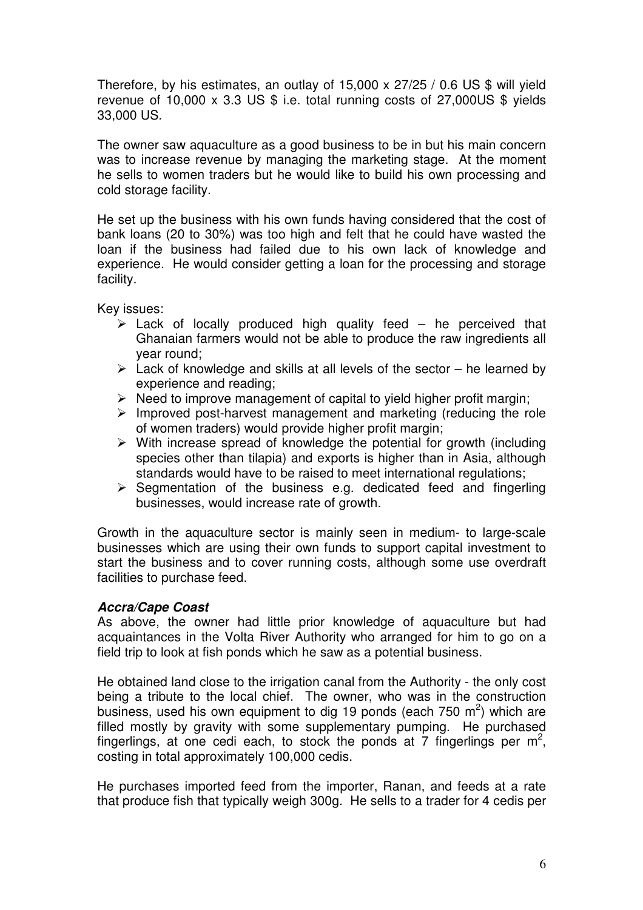Therefore, by his estimates, an outlay of 15,000 x 27/25 / 0.6 US $ will yield revenue of 10,000 x 3.3 US $ i.e. total running costs of 27,000US $ yields 33,000 US.

The owner saw aquaculture as a good business to be in but his main concern was to increase revenue by managing the marketing stage. At the moment he sells to women traders but he would like to build his own processing and cold storage facility.

He set up the business with his own funds having considered that the cost of bank loans (20 to 30%) was too high and felt that he could have wasted the loan if the business had failed due to his own lack of knowledge and experience. He would consider getting a loan for the processing and storage facility.

Key issues:

- Lack of locally produced high quality feed – he perceived that Ghanaian farmers would not be able to produce the raw ingredients all year round;
- Lack of knowledge and skills at all levels of the sector – he learned by experience and reading;
- Need to improve management of capital to yield higher profit margin;
- Improved post-harvest management and marketing (reducing the role of women traders) would provide higher profit margin;
- With increase spread of knowledge the potential for growth (including species other than tilapia) and exports is higher than in Asia, although standards would have to be raised to meet international regulations;
- Segmentation of the business e.g. dedicated feed and fingerling businesses, would increase rate of growth.

Growth in the aquaculture sector is mainly seen in medium- to large-scale businesses which are using their own funds to support capital investment to start the business and to cover running costs, although some use overdraft facilities to purchase feed.

***Accra/Cape Coast***

As above, the owner had little prior knowledge of aquaculture but had acquaintances in the Volta River Authority who arranged for him to go on a field trip to look at fish ponds which he saw as a potential business.

He obtained land close to the irrigation canal from the Authority - the only cost being a tribute to the local chief. The owner, who was in the construction business, used his own equipment to dig 19 ponds (each 750 $m^2$) which are filled mostly by gravity with some supplementary pumping. He purchased fingerlings, at one cedi each, to stock the ponds at 7 fingerlings per $m^2$, costing in total approximately 100,000 cedis.

He purchases imported feed from the importer, Ranan, and feeds at a rate that produce fish that typically weigh 300g. He sells to a trader for 4 cedis per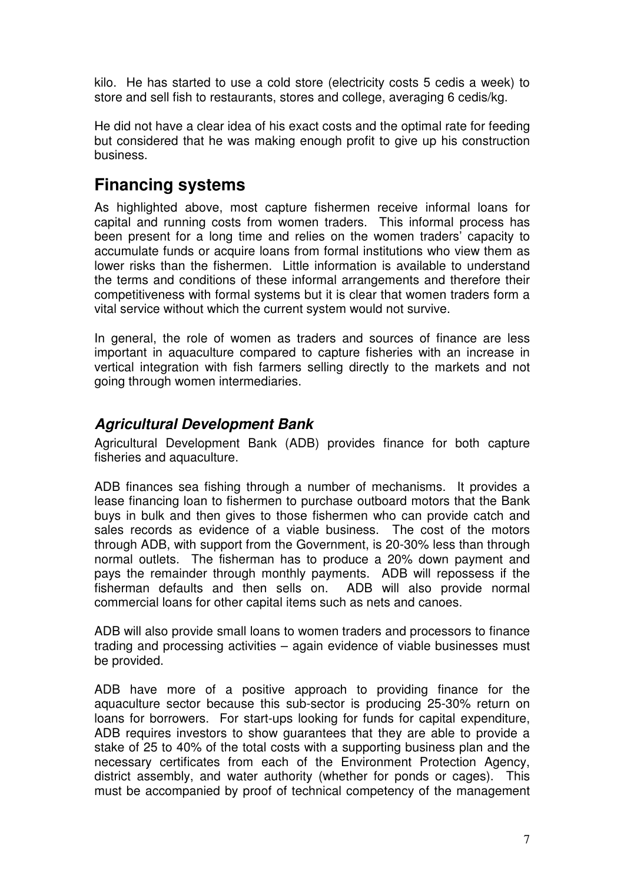kilo. He has started to use a cold store (electricity costs 5 cedis a week) to store and sell fish to restaurants, stores and college, averaging 6 cedis/kg.

He did not have a clear idea of his exact costs and the optimal rate for feeding but considered that he was making enough profit to give up his construction business.

## Financing systems

As highlighted above, most capture fishermen receive informal loans for capital and running costs from women traders. This informal process has been present for a long time and relies on the women traders' capacity to accumulate funds or acquire loans from formal institutions who view them as lower risks than the fishermen. Little information is available to understand the terms and conditions of these informal arrangements and therefore their competitiveness with formal systems but it is clear that women traders form a vital service without which the current system would not survive.

In general, the role of women as traders and sources of finance are less important in aquaculture compared to capture fisheries with an increase in vertical integration with fish farmers selling directly to the markets and not going through women intermediaries.

### *Agricultural Development Bank*

Agricultural Development Bank (ADB) provides finance for both capture fisheries and aquaculture.

ADB finances sea fishing through a number of mechanisms. It provides a lease financing loan to fishermen to purchase outboard motors that the Bank buys in bulk and then gives to those fishermen who can provide catch and sales records as evidence of a viable business. The cost of the motors through ADB, with support from the Government, is 20-30% less than through normal outlets. The fisherman has to produce a 20% down payment and pays the remainder through monthly payments. ADB will repossess if the fisherman defaults and then sells on. ADB will also provide normal commercial loans for other capital items such as nets and canoes.

ADB will also provide small loans to women traders and processors to finance trading and processing activities – again evidence of viable businesses must be provided.

ADB have more of a positive approach to providing finance for the aquaculture sector because this sub-sector is producing 25-30% return on loans for borrowers. For start-ups looking for funds for capital expenditure, ADB requires investors to show guarantees that they are able to provide a stake of 25 to 40% of the total costs with a supporting business plan and the necessary certificates from each of the Environment Protection Agency, district assembly, and water authority (whether for ponds or cages). This must be accompanied by proof of technical competency of the management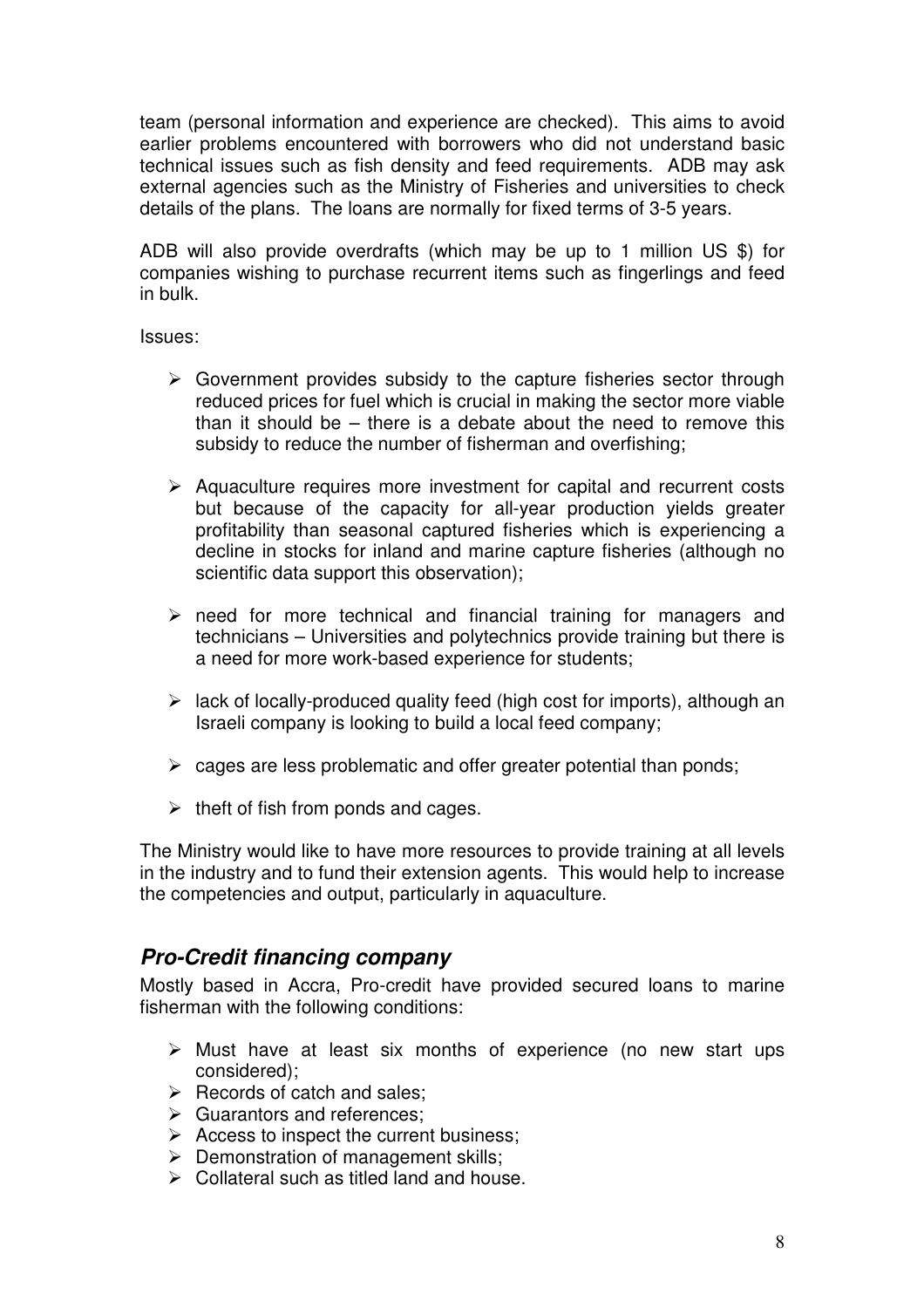team (personal information and experience are checked). This aims to avoid earlier problems encountered with borrowers who did not understand basic technical issues such as fish density and feed requirements. ADB may ask external agencies such as the Ministry of Fisheries and universities to check details of the plans. The loans are normally for fixed terms of 3-5 years.

ADB will also provide overdrafts (which may be up to 1 million US $) for companies wishing to purchase recurrent items such as fingerlings and feed in bulk.

Issues:

- Government provides subsidy to the capture fisheries sector through reduced prices for fuel which is crucial in making the sector more viable than it should be – there is a debate about the need to remove this subsidy to reduce the number of fisherman and overfishing;
- Aquaculture requires more investment for capital and recurrent costs but because of the capacity for all-year production yields greater profitability than seasonal captured fisheries which is experiencing a decline in stocks for inland and marine capture fisheries (although no scientific data support this observation);
- need for more technical and financial training for managers and technicians – Universities and polytechnics provide training but there is a need for more work-based experience for students;
- lack of locally-produced quality feed (high cost for imports), although an Israeli company is looking to build a local feed company;
- cages are less problematic and offer greater potential than ponds;
- theft of fish from ponds and cages.

The Ministry would like to have more resources to provide training at all levels in the industry and to fund their extension agents. This would help to increase the competencies and output, particularly in aquaculture.

## *Pro-Credit financing company*

Mostly based in Accra, Pro-credit have provided secured loans to marine fisherman with the following conditions:

- Must have at least six months of experience (no new start ups considered);
- Records of catch and sales;
- Guarantors and references;
- Access to inspect the current business;
- Demonstration of management skills;
- Collateral such as titled land and house.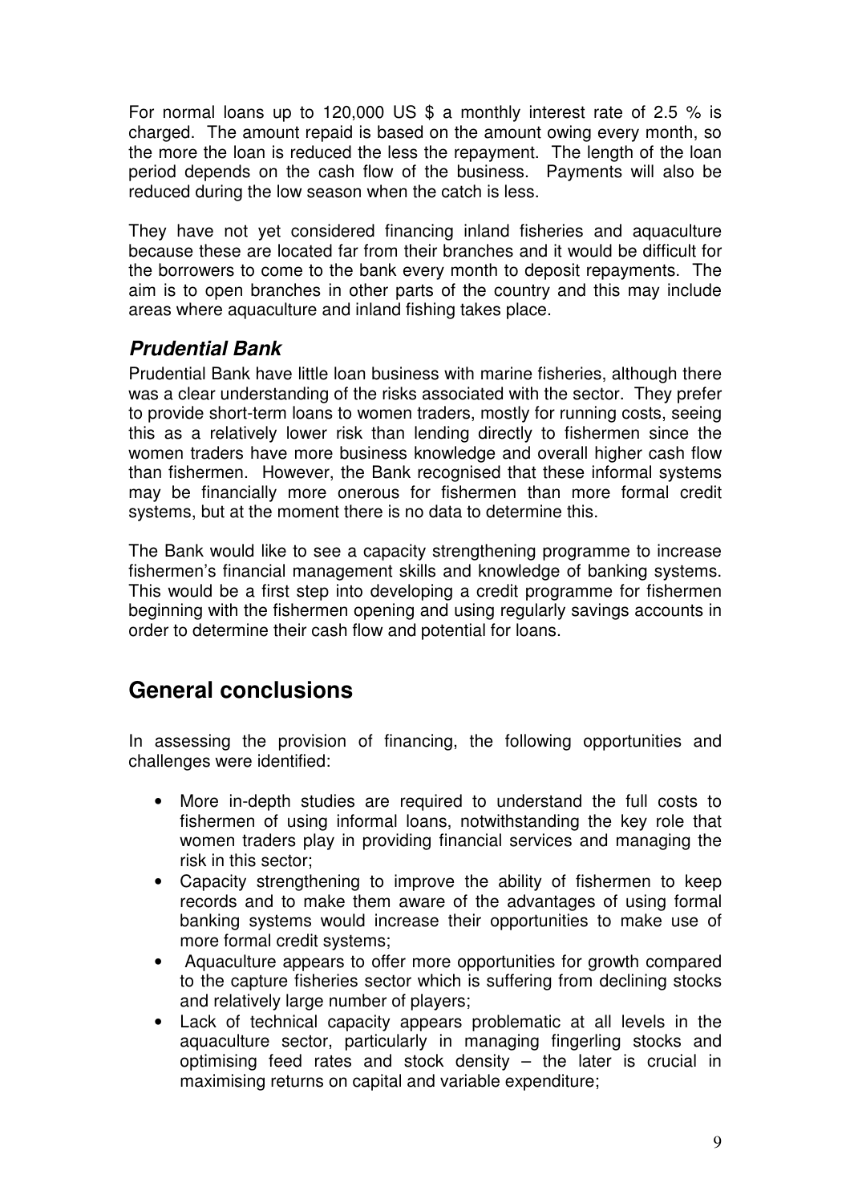For normal loans up to 120,000 US $ a monthly interest rate of 2.5 % is charged. The amount repaid is based on the amount owing every month, so the more the loan is reduced the less the repayment. The length of the loan period depends on the cash flow of the business. Payments will also be reduced during the low season when the catch is less.

They have not yet considered financing inland fisheries and aquaculture because these are located far from their branches and it would be difficult for the borrowers to come to the bank every month to deposit repayments. The aim is to open branches in other parts of the country and this may include areas where aquaculture and inland fishing takes place.

### *Prudential Bank*

Prudential Bank have little loan business with marine fisheries, although there was a clear understanding of the risks associated with the sector. They prefer to provide short-term loans to women traders, mostly for running costs, seeing this as a relatively lower risk than lending directly to fishermen since the women traders have more business knowledge and overall higher cash flow than fishermen. However, the Bank recognised that these informal systems may be financially more onerous for fishermen than more formal credit systems, but at the moment there is no data to determine this.

The Bank would like to see a capacity strengthening programme to increase fishermen's financial management skills and knowledge of banking systems. This would be a first step into developing a credit programme for fishermen beginning with the fishermen opening and using regularly savings accounts in order to determine their cash flow and potential for loans.

## General conclusions

In assessing the provision of financing, the following opportunities and challenges were identified:

- More in-depth studies are required to understand the full costs to fishermen of using informal loans, notwithstanding the key role that women traders play in providing financial services and managing the risk in this sector;
- Capacity strengthening to improve the ability of fishermen to keep records and to make them aware of the advantages of using formal banking systems would increase their opportunities to make use of more formal credit systems;
- Aquaculture appears to offer more opportunities for growth compared to the capture fisheries sector which is suffering from declining stocks and relatively large number of players;
- Lack of technical capacity appears problematic at all levels in the aquaculture sector, particularly in managing fingerling stocks and optimising feed rates and stock density – the later is crucial in maximising returns on capital and variable expenditure;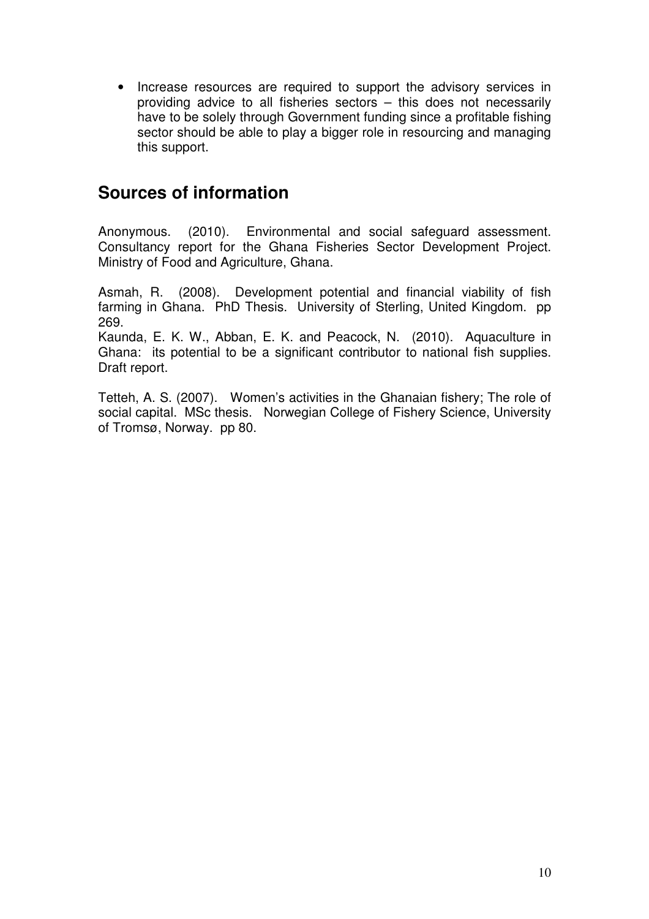- Increase resources are required to support the advisory services in providing advice to all fisheries sectors – this does not necessarily have to be solely through Government funding since a profitable fishing sector should be able to play a bigger role in resourcing and managing this support.

## Sources of information

Anonymous. (2010). Environmental and social safeguard assessment. Consultancy report for the Ghana Fisheries Sector Development Project. Ministry of Food and Agriculture, Ghana.

Asmah, R. (2008). Development potential and financial viability of fish farming in Ghana. PhD Thesis. University of Sterling, United Kingdom. pp 269.

Kaunda, E. K. W., Abban, E. K. and Peacock, N. (2010). Aquaculture in Ghana: its potential to be a significant contributor to national fish supplies. Draft report.

Tetteh, A. S. (2007). Women's activities in the Ghanaian fishery; The role of social capital. MSc thesis. Norwegian College of Fishery Science, University of Tromsø, Norway. pp 80.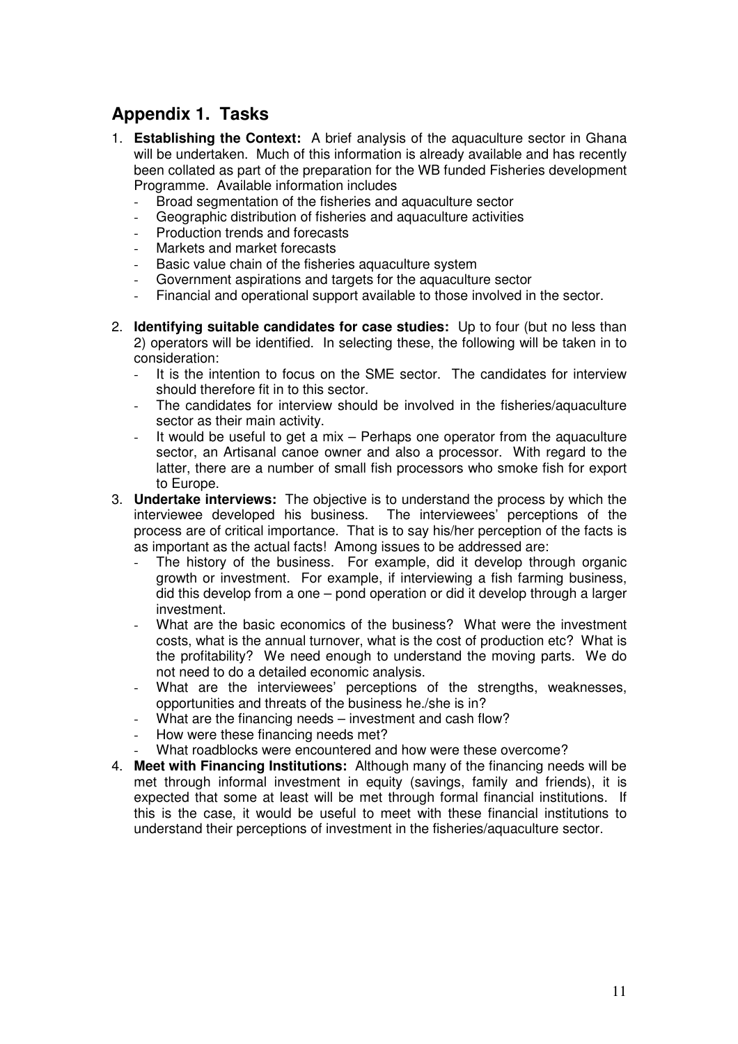## Appendix 1. Tasks

1. **Establishing the Context:** A brief analysis of the aquaculture sector in Ghana will be undertaken. Much of this information is already available and has recently been collated as part of the preparation for the WB funded Fisheries development Programme. Available information includes
   - Broad segmentation of the fisheries and aquaculture sector
   - Geographic distribution of fisheries and aquaculture activities
   - Production trends and forecasts
   - Markets and market forecasts
   - Basic value chain of the fisheries aquaculture system
   - Government aspirations and targets for the aquaculture sector
   - Financial and operational support available to those involved in the sector.
2. **Identifying suitable candidates for case studies:** Up to four (but no less than 2) operators will be identified. In selecting these, the following will be taken in to consideration:
   - It is the intention to focus on the SME sector. The candidates for interview should therefore fit in to this sector.
   - The candidates for interview should be involved in the fisheries/aquaculture sector as their main activity.
   - It would be useful to get a mix – Perhaps one operator from the aquaculture sector, an Artisanal canoe owner and also a processor. With regard to the latter, there are a number of small fish processors who smoke fish for export to Europe.
3. **Undertake interviews:** The objective is to understand the process by which the interviewee developed his business. The interviewees' perceptions of the process are of critical importance. That is to say his/her perception of the facts is as important as the actual facts! Among issues to be addressed are:
   - The history of the business. For example, did it develop through organic growth or investment. For example, if interviewing a fish farming business, did this develop from a one – pond operation or did it develop through a larger investment.
   - What are the basic economics of the business? What were the investment costs, what is the annual turnover, what is the cost of production etc? What is the profitability? We need enough to understand the moving parts. We do not need to do a detailed economic analysis.
   - What are the interviewees' perceptions of the strengths, weaknesses, opportunities and threats of the business he./she is in?
   - What are the financing needs – investment and cash flow?
   - How were these financing needs met?
   - What roadblocks were encountered and how were these overcome?
4. **Meet with Financing Institutions:** Although many of the financing needs will be met through informal investment in equity (savings, family and friends), it is expected that some at least will be met through formal financial institutions. If this is the case, it would be useful to meet with these financial institutions to understand their perceptions of investment in the fisheries/aquaculture sector.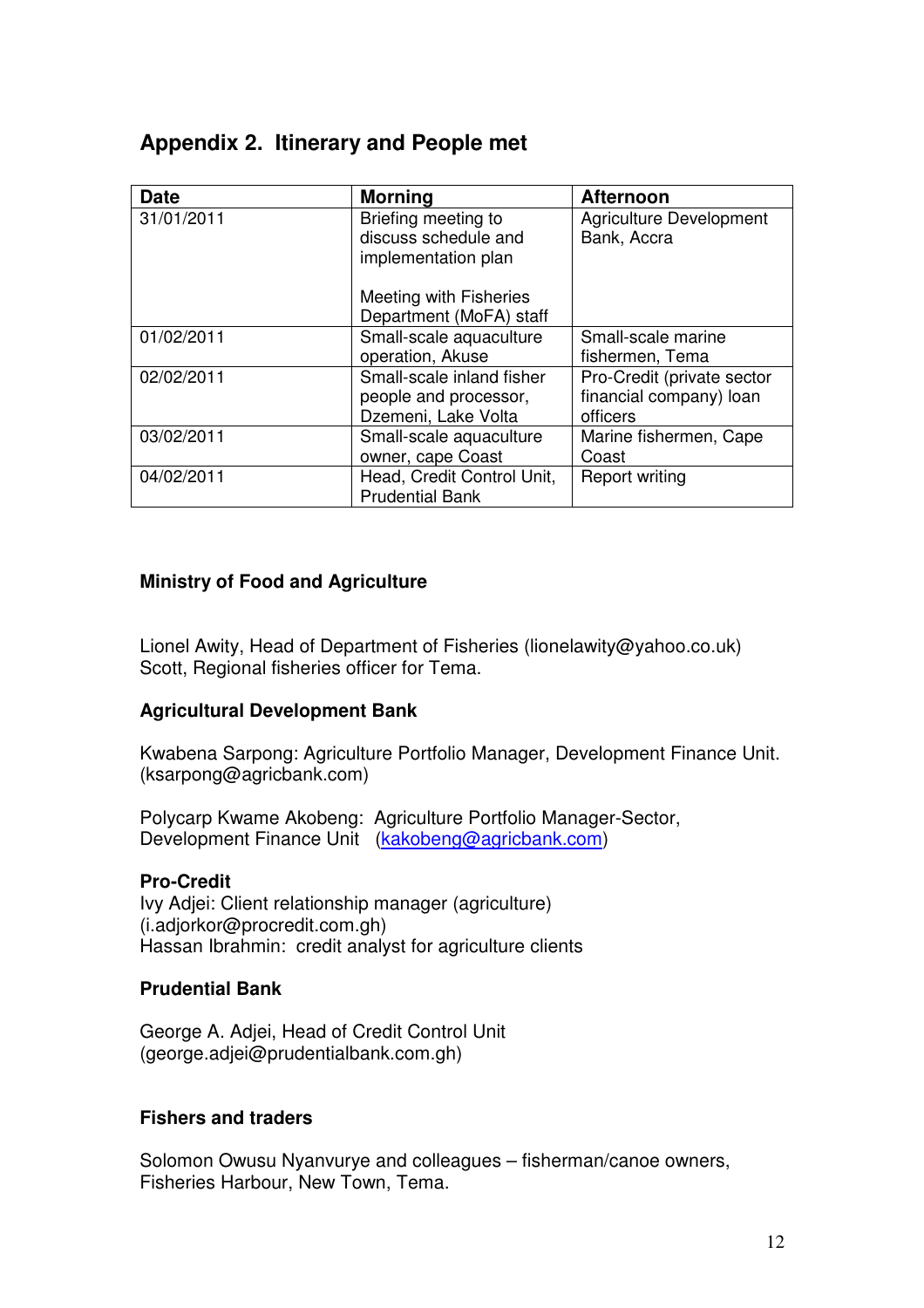## Appendix 2. Itinerary and People met

| Date | Morning | Afternoon |
|---|---|---|
| 31/01/2011 | Briefing meeting to discuss schedule and implementation plan<br><br>Meeting with Fisheries Department (MoFA) staff | Agriculture Development Bank, Accra |
| 01/02/2011 | Small-scale aquaculture operation, Akuse | Small-scale marine fishermen, Tema |
| 02/02/2011 | Small-scale inland fisher people and processor, Dzemeni, Lake Volta | Pro-Credit (private sector financial company) loan officers |
| 03/02/2011 | Small-scale aquaculture owner, cape Coast | Marine fishermen, Cape Coast |
| 04/02/2011 | Head, Credit Control Unit, Prudential Bank | Report writing |

**Ministry of Food and Agriculture**

Lionel Awity, Head of Department of Fisheries (lionelawity@yahoo.co.uk)
Scott, Regional fisheries officer for Tema.

**Agricultural Development Bank**

Kwabena Sarpong: Agriculture Portfolio Manager, Development Finance Unit. (ksarpong@agricbank.com)

Polycarp Kwame Akobeng: Agriculture Portfolio Manager-Sector, Development Finance Unit (kakobeng@agricbank.com)

**Pro-Credit**
Ivy Adjei: Client relationship manager (agriculture) (i.adjorkor@procredit.com.gh)
Hassan Ibrahmin: credit analyst for agriculture clients

**Prudential Bank**

George A. Adjei, Head of Credit Control Unit (george.adjei@prudentialbank.com.gh)

**Fishers and traders**

Solomon Owusu Nyanvurye and colleagues – fisherman/canoe owners, Fisheries Harbour, New Town, Tema.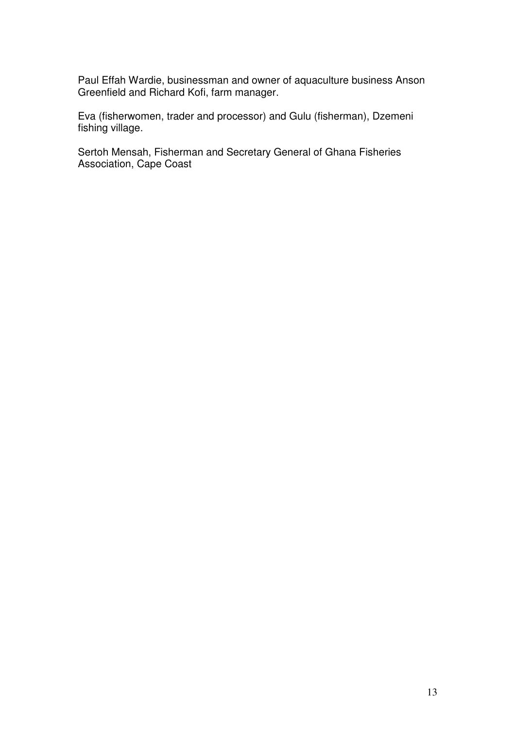Paul Effah Wardie, businessman and owner of aquaculture business Anson Greenfield and Richard Kofi, farm manager.

Eva (fisherwomen, trader and processor) and Gulu (fisherman), Dzemeni fishing village.

Sertoh Mensah, Fisherman and Secretary General of Ghana Fisheries Association, Cape Coast